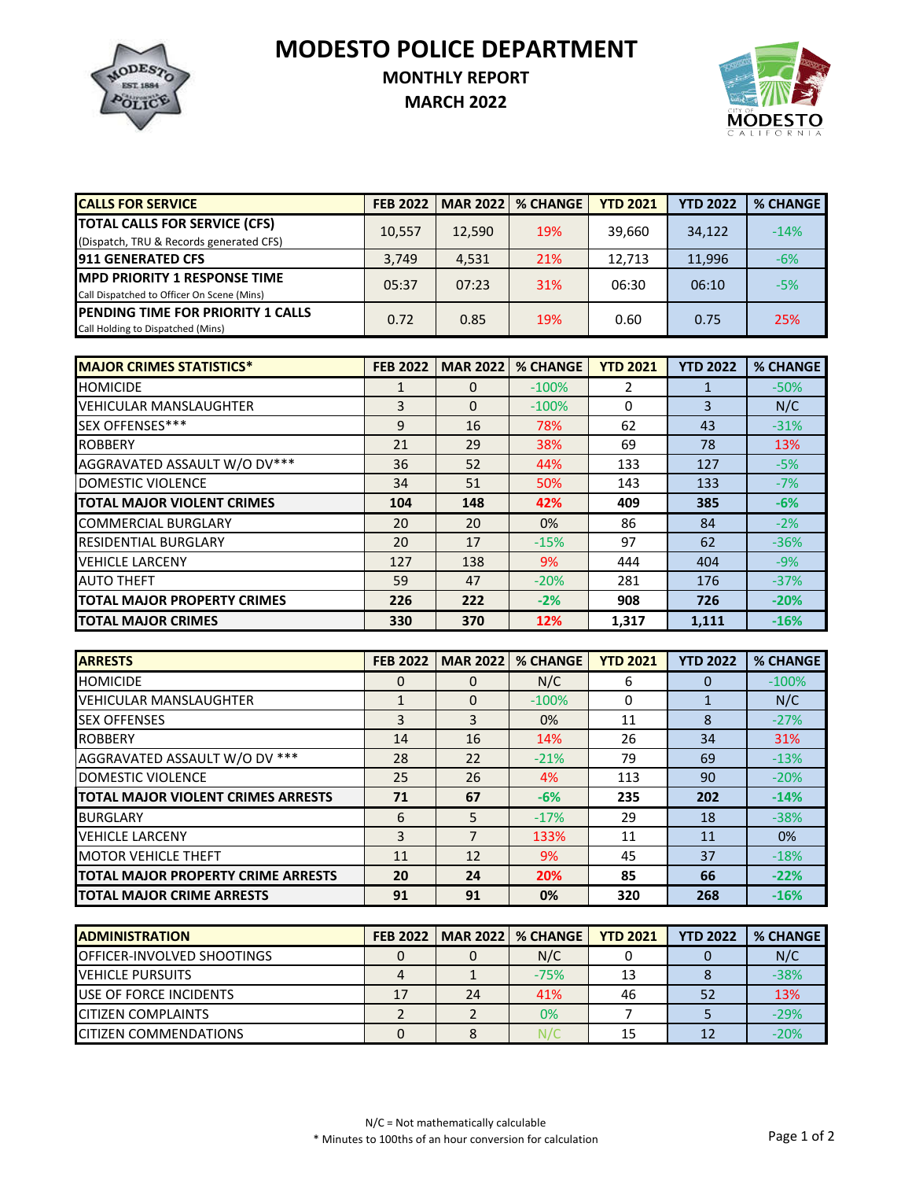# MODESTO POLICE DEPARTMENT

## MONTHLY REPORT

## MARCH 2022

| CALLS FOR SERVICE | FEB 2022 | MAR 2022 | % CHANGE | YTD 2021 | YTD 2022 | % CHANGE |
|---|---|---|---|---|---|---|
| **TOTAL CALLS FOR SERVICE (CFS)** (Dispatch, TRU & Records generated CFS) | 10,557 | 12,590 | 19% | 39,660 | 34,122 | -14% |
| **911 GENERATED CFS** | 3,749 | 4,531 | 21% | 12,713 | 11,996 | -6% |
| **MPD PRIORITY 1 RESPONSE TIME** Call Dispatched to Officer On Scene (Mins) | 05:37 | 07:23 | 31% | 06:30 | 06:10 | -5% |
| **PENDING TIME FOR PRIORITY 1 CALLS** Call Holding to Dispatched (Mins) | 0.72 | 0.85 | 19% | 0.60 | 0.75 | 25% |

| MAJOR CRIMES STATISTICS* | FEB 2022 | MAR 2022 | % CHANGE | YTD 2021 | YTD 2022 | % CHANGE |
|---|---|---|---|---|---|---|
| HOMICIDE | 1 | 0 | -100% | 2 | 1 | -50% |
| VEHICULAR MANSLAUGHTER | 3 | 0 | -100% | 0 | 3 | N/C |
| SEX OFFENSES*** | 9 | 16 | 78% | 62 | 43 | -31% |
| ROBBERY | 21 | 29 | 38% | 69 | 78 | 13% |
| AGGRAVATED ASSAULT W/O DV*** | 36 | 52 | 44% | 133 | 127 | -5% |
| DOMESTIC VIOLENCE | 34 | 51 | 50% | 143 | 133 | -7% |
| **TOTAL MAJOR VIOLENT CRIMES** | **104** | **148** | **42%** | **409** | **385** | **-6%** |
| COMMERCIAL BURGLARY | 20 | 20 | 0% | 86 | 84 | -2% |
| RESIDENTIAL BURGLARY | 20 | 17 | -15% | 97 | 62 | -36% |
| VEHICLE LARCENY | 127 | 138 | 9% | 444 | 404 | -9% |
| AUTO THEFT | 59 | 47 | -20% | 281 | 176 | -37% |
| **TOTAL MAJOR PROPERTY CRIMES** | **226** | **222** | **-2%** | **908** | **726** | **-20%** |
| **TOTAL MAJOR CRIMES** | **330** | **370** | **12%** | **1,317** | **1,111** | **-16%** |

| ARRESTS | FEB 2022 | MAR 2022 | % CHANGE | YTD 2021 | YTD 2022 | % CHANGE |
|---|---|---|---|---|---|---|
| HOMICIDE | 0 | 0 | N/C | 6 | 0 | -100% |
| VEHICULAR MANSLAUGHTER | 1 | 0 | -100% | 0 | 1 | N/C |
| SEX OFFENSES | 3 | 3 | 0% | 11 | 8 | -27% |
| ROBBERY | 14 | 16 | 14% | 26 | 34 | 31% |
| AGGRAVATED ASSAULT W/O DV *** | 28 | 22 | -21% | 79 | 69 | -13% |
| DOMESTIC VIOLENCE | 25 | 26 | 4% | 113 | 90 | -20% |
| **TOTAL MAJOR VIOLENT CRIMES ARRESTS** | **71** | **67** | **-6%** | **235** | **202** | **-14%** |
| BURGLARY | 6 | 5 | -17% | 29 | 18 | -38% |
| VEHICLE LARCENY | 3 | 7 | 133% | 11 | 11 | 0% |
| MOTOR VEHICLE THEFT | 11 | 12 | 9% | 45 | 37 | -18% |
| **TOTAL MAJOR PROPERTY CRIME ARRESTS** | **20** | **24** | **20%** | **85** | **66** | **-22%** |
| **TOTAL MAJOR CRIME ARRESTS** | **91** | **91** | **0%** | **320** | **268** | **-16%** |

| ADMINISTRATION | FEB 2022 | MAR 2022 | % CHANGE | YTD 2021 | YTD 2022 | % CHANGE |
|---|---|---|---|---|---|---|
| OFFICER-INVOLVED SHOOTINGS | 0 | 0 | N/C | 0 | 0 | N/C |
| VEHICLE PURSUITS | 4 | 1 | -75% | 13 | 8 | -38% |
| USE OF FORCE INCIDENTS | 17 | 24 | 41% | 46 | 52 | 13% |
| CITIZEN COMPLAINTS | 2 | 2 | 0% | 7 | 5 | -29% |
| CITIZEN COMMENDATIONS | 0 | 8 | N/C | 15 | 12 | -20% |

N/C = Not mathematically calculable

* Minutes to 100ths of an hour conversion for calculation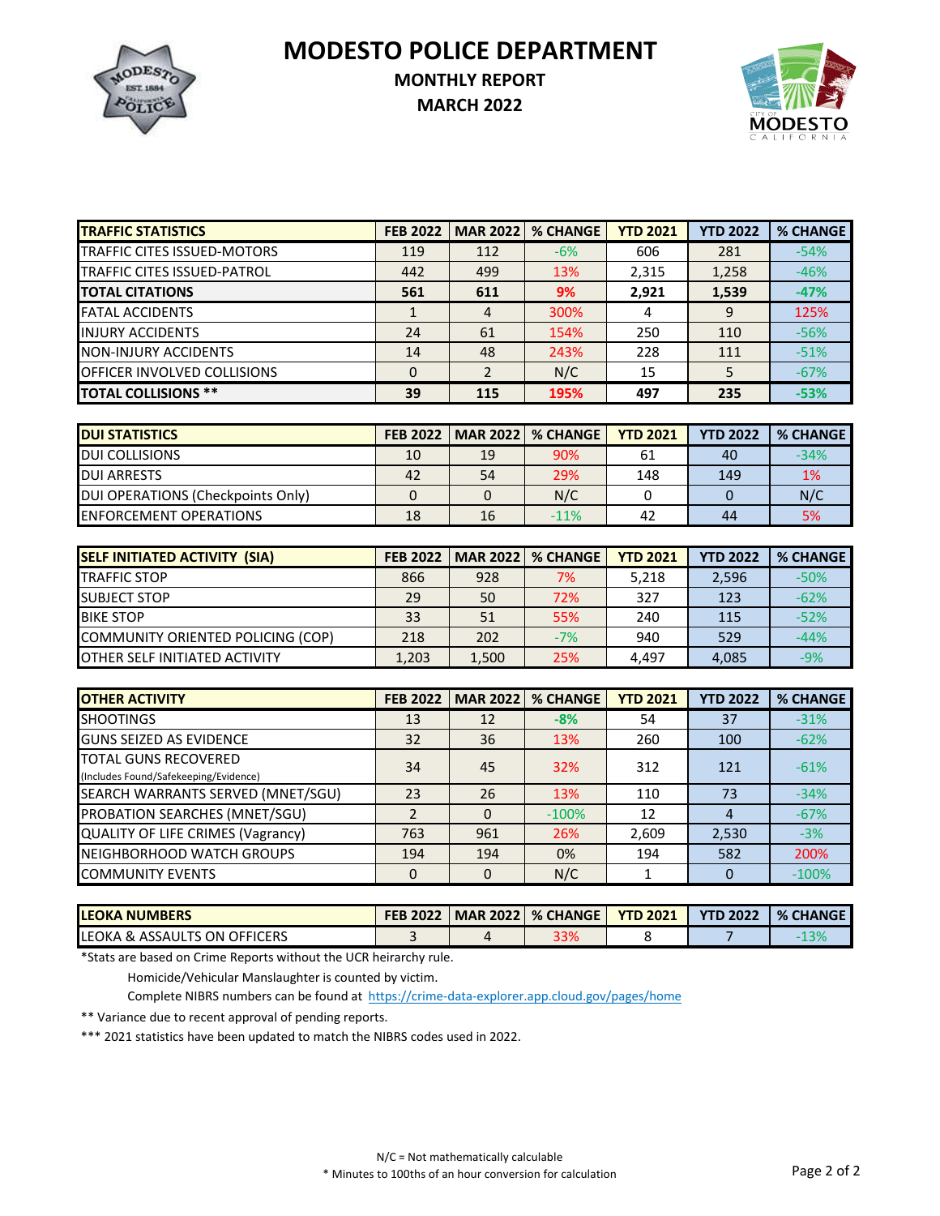# MODESTO POLICE DEPARTMENT

## MONTHLY REPORT

## MARCH 2022

| TRAFFIC STATISTICS | FEB 2022 | MAR 2022 | % CHANGE | YTD 2021 | YTD 2022 | % CHANGE |
|---|---|---|---|---|---|---|
| TRAFFIC CITES ISSUED-MOTORS | 119 | 112 | -6% | 606 | 281 | -54% |
| TRAFFIC CITES ISSUED-PATROL | 442 | 499 | 13% | 2,315 | 1,258 | -46% |
| **TOTAL CITATIONS** | **561** | **611** | **9%** | **2,921** | **1,539** | **-47%** |
| FATAL ACCIDENTS | 1 | 4 | 300% | 4 | 9 | 125% |
| INJURY ACCIDENTS | 24 | 61 | 154% | 250 | 110 | -56% |
| NON-INJURY ACCIDENTS | 14 | 48 | 243% | 228 | 111 | -51% |
| OFFICER INVOLVED COLLISIONS | 0 | 2 | N/C | 15 | 5 | -67% |
| **TOTAL COLLISIONS \*\*** | **39** | **115** | **195%** | **497** | **235** | **-53%** |

| DUI STATISTICS | FEB 2022 | MAR 2022 | % CHANGE | YTD 2021 | YTD 2022 | % CHANGE |
|---|---|---|---|---|---|---|
| DUI COLLISIONS | 10 | 19 | 90% | 61 | 40 | -34% |
| DUI ARRESTS | 42 | 54 | 29% | 148 | 149 | 1% |
| DUI OPERATIONS (Checkpoints Only) | 0 | 0 | N/C | 0 | 0 | N/C |
| ENFORCEMENT OPERATIONS | 18 | 16 | -11% | 42 | 44 | 5% |

| SELF INITIATED ACTIVITY (SIA) | FEB 2022 | MAR 2022 | % CHANGE | YTD 2021 | YTD 2022 | % CHANGE |
|---|---|---|---|---|---|---|
| TRAFFIC STOP | 866 | 928 | 7% | 5,218 | 2,596 | -50% |
| SUBJECT STOP | 29 | 50 | 72% | 327 | 123 | -62% |
| BIKE STOP | 33 | 51 | 55% | 240 | 115 | -52% |
| COMMUNITY ORIENTED POLICING (COP) | 218 | 202 | -7% | 940 | 529 | -44% |
| OTHER SELF INITIATED ACTIVITY | 1,203 | 1,500 | 25% | 4,497 | 4,085 | -9% |

| OTHER ACTIVITY | FEB 2022 | MAR 2022 | % CHANGE | YTD 2021 | YTD 2022 | % CHANGE |
|---|---|---|---|---|---|---|
| SHOOTINGS | 13 | 12 | **-8%** | 54 | 37 | -31% |
| GUNS SEIZED AS EVIDENCE | 32 | 36 | 13% | 260 | 100 | -62% |
| TOTAL GUNS RECOVERED (Includes Found/Safekeeping/Evidence) | 34 | 45 | 32% | 312 | 121 | -61% |
| SEARCH WARRANTS SERVED (MNET/SGU) | 23 | 26 | 13% | 110 | 73 | -34% |
| PROBATION SEARCHES (MNET/SGU) | 2 | 0 | -100% | 12 | 4 | -67% |
| QUALITY OF LIFE CRIMES (Vagrancy) | 763 | 961 | 26% | 2,609 | 2,530 | -3% |
| NEIGHBORHOOD WATCH GROUPS | 194 | 194 | 0% | 194 | 582 | 200% |
| COMMUNITY EVENTS | 0 | 0 | N/C | 1 | 0 | -100% |

| LEOKA NUMBERS | FEB 2022 | MAR 2022 | % CHANGE | YTD 2021 | YTD 2022 | % CHANGE |
|---|---|---|---|---|---|---|
| LEOKA & ASSAULTS ON OFFICERS | 3 | 4 | 33% | 8 | 7 | -13% |

*Stats are based on Crime Reports without the UCR heirarchy rule.

Homicide/Vehicular Manslaughter is counted by victim.

Complete NIBRS numbers can be found at https://crime-data-explorer.app.cloud.gov/pages/home

** Variance due to recent approval of pending reports.

*** 2021 statistics have been updated to match the NIBRS codes used in 2022.

N/C = Not mathematically calculable

* Minutes to 100ths of an hour conversion for calculation